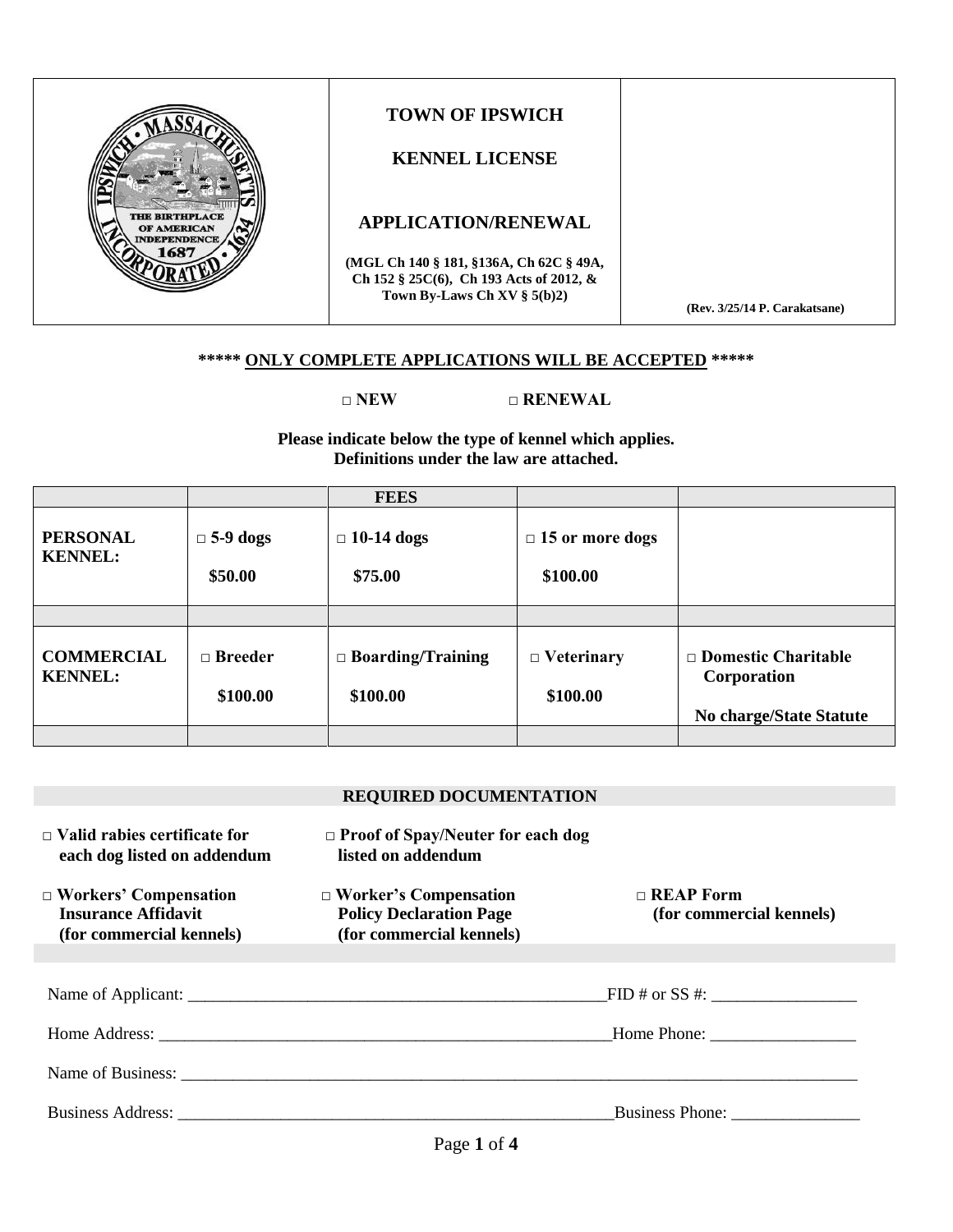# TOWN OF IPSWICH

## KENNEL LICENSE

## APPLICATION/RENEWAL

**(MGL Ch 140 § 181, §136A, Ch 62C § 49A, Ch 152 § 25C(6), Ch 193 Acts of 2012, & Town By-Laws Ch XV § 5(b)2)**

**(Rev. 3/25/14 P. Carakatsane)**

**\*\*\*\*\* ONLY COMPLETE APPLICATIONS WILL BE ACCEPTED \*\*\*\*\***

**□ NEW** **□ RENEWAL**

**Please indicate below the type of kennel which applies. Definitions under the law are attached.**

| | | **FEES** | | |
|---|---|---|---|---|
| **PERSONAL KENNEL:** | **□ 5-9 dogs** **$50.00** | **□ 10-14 dogs** **$75.00** | **□ 15 or more dogs** **$100.00** | |
| | | | | |
| **COMMERCIAL KENNEL:** | **□ Breeder** **$100.00** | **□ Boarding/Training** **$100.00** | **□ Veterinary** **$100.00** | **□ Domestic Charitable Corporation** **No charge/State Statute** |

### REQUIRED DOCUMENTATION

- **□ Valid rabies certificate for each dog listed on addendum**
- **□ Proof of Spay/Neuter for each dog listed on addendum**
- **□ Workers' Compensation Insurance Affidavit (for commercial kennels)**
- **□ Worker's Compensation Policy Declaration Page (for commercial kennels)**
- **□ REAP Form (for commercial kennels)**

Name of Applicant: \_\_\_\_\_\_\_\_\_\_\_\_\_\_\_\_\_\_\_\_\_\_\_\_\_\_\_\_\_\_\_\_\_\_\_\_\_\_\_\_\_\_\_\_\_\_\_\_\_\_ FID # or SS #: \_\_\_\_\_\_\_\_\_\_\_\_\_\_\_\_\_

Home Address: \_\_\_\_\_\_\_\_\_\_\_\_\_\_\_\_\_\_\_\_\_\_\_\_\_\_\_\_\_\_\_\_\_\_\_\_\_\_\_\_\_\_\_\_\_\_\_\_\_\_\_\_ Home Phone: \_\_\_\_\_\_\_\_\_\_\_\_\_\_\_\_\_

Name of Business: \_\_\_\_\_\_\_\_\_\_\_\_\_\_\_\_\_\_\_\_\_\_\_\_\_\_\_\_\_\_\_\_\_\_\_\_\_\_\_\_\_\_\_\_\_\_\_\_\_\_\_\_\_\_\_\_\_\_\_\_\_\_\_\_\_\_\_\_\_\_\_\_\_\_\_\_\_\_\_\_

Business Address: \_\_\_\_\_\_\_\_\_\_\_\_\_\_\_\_\_\_\_\_\_\_\_\_\_\_\_\_\_\_\_\_\_\_\_\_\_\_\_\_\_\_\_\_\_\_\_\_\_\_\_\_ Business Phone: \_\_\_\_\_\_\_\_\_\_\_\_\_\_\_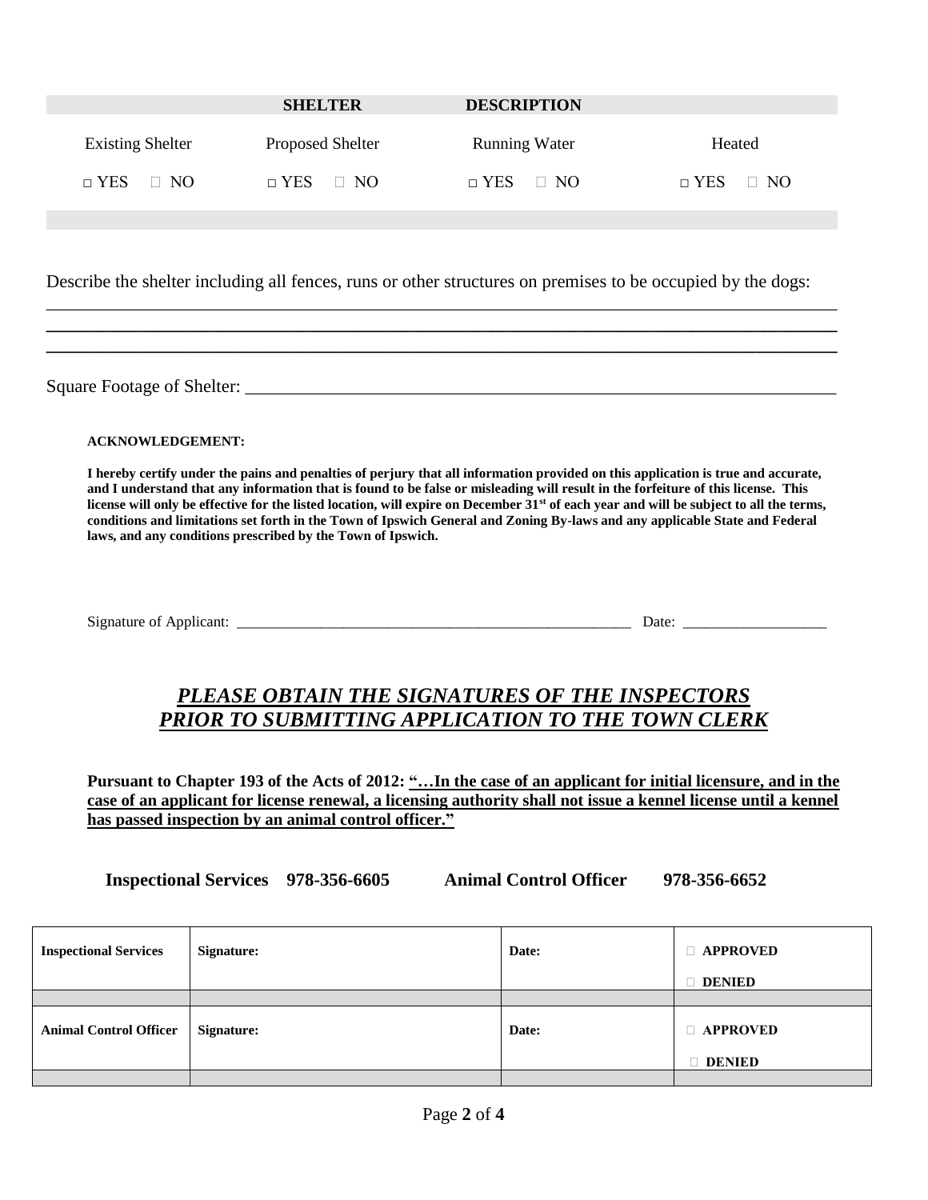| SHELTER | DESCRIPTION | | |
|---|---|---|---|
| Existing Shelter | Proposed Shelter | Running Water | Heated |
| □ YES □ NO | □ YES □ NO | □ YES □ NO | □ YES □ NO |

Describe the shelter including all fences, runs or other structures on premises to be occupied by the dogs:

______________________________________________________________________________________

______________________________________________________________________________________

______________________________________________________________________________________

Square Footage of Shelter: ____________________________________________________________

**ACKNOWLEDGEMENT:**

**I hereby certify under the pains and penalties of perjury that all information provided on this application is true and accurate, and I understand that any information that is found to be false or misleading will result in the forfeiture of this license. This license will only be effective for the listed location, will expire on December 31st of each year and will be subject to all the terms, conditions and limitations set forth in the Town of Ipswich General and Zoning By-laws and any applicable State and Federal laws, and any conditions prescribed by the Town of Ipswich.**

Signature of Applicant: ________________________________________________ Date: __________________

## ***PLEASE OBTAIN THE SIGNATURES OF THE INSPECTORS PRIOR TO SUBMITTING APPLICATION TO THE TOWN CLERK***

**Pursuant to Chapter 193 of the Acts of 2012: "…In the case of an applicant for initial licensure, and in the case of an applicant for license renewal, a licensing authority shall not issue a kennel license until a kennel has passed inspection by an animal control officer."**

**Inspectional Services 978-356-6605 Animal Control Officer 978-356-6652**

| **Inspectional Services** | **Signature:** | **Date:** | □ **APPROVED** □ **DENIED** |
|---|---|---|---|
| | | | |
| **Animal Control Officer** | **Signature:** | **Date:** | □ **APPROVED** □ **DENIED** |
| | | | |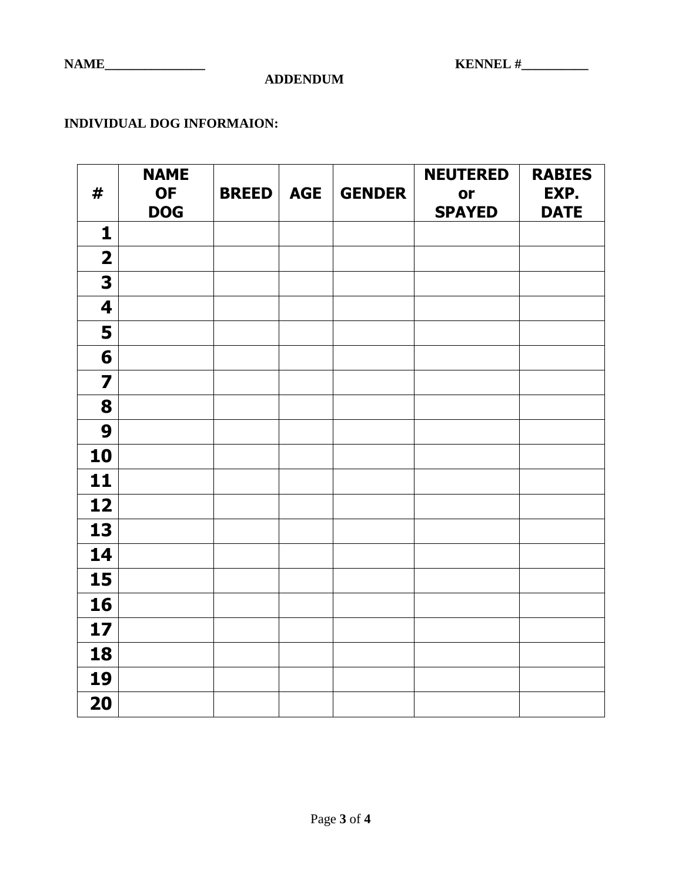NAME_______________ KENNEL #__________

**ADDENDUM**

**INDIVIDUAL DOG INFORMAION:**

| # | NAME OF DOG | BREED | AGE | GENDER | NEUTERED or SPAYED | RABIES EXP. DATE |
|---|---|---|---|---|---|---|
| 1 | | | | | | |
| 2 | | | | | | |
| 3 | | | | | | |
| 4 | | | | | | |
| 5 | | | | | | |
| 6 | | | | | | |
| 7 | | | | | | |
| 8 | | | | | | |
| 9 | | | | | | |
| 10 | | | | | | |
| 11 | | | | | | |
| 12 | | | | | | |
| 13 | | | | | | |
| 14 | | | | | | |
| 15 | | | | | | |
| 16 | | | | | | |
| 17 | | | | | | |
| 18 | | | | | | |
| 19 | | | | | | |
| 20 | | | | | | |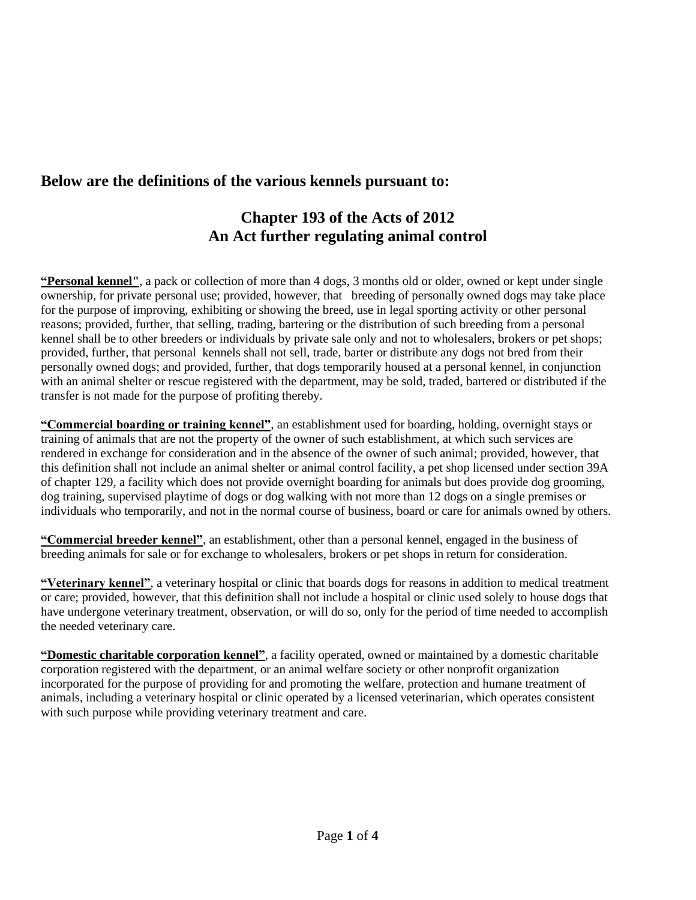## Below are the definitions of the various kennels pursuant to:

### Chapter 193 of the Acts of 2012
### An Act further regulating animal control

**"Personal kennel"**, a pack or collection of more than 4 dogs, 3 months old or older, owned or kept under single ownership, for private personal use; provided, however, that breeding of personally owned dogs may take place for the purpose of improving, exhibiting or showing the breed, use in legal sporting activity or other personal reasons; provided, further, that selling, trading, bartering or the distribution of such breeding from a personal kennel shall be to other breeders or individuals by private sale only and not to wholesalers, brokers or pet shops; provided, further, that personal kennels shall not sell, trade, barter or distribute any dogs not bred from their personally owned dogs; and provided, further, that dogs temporarily housed at a personal kennel, in conjunction with an animal shelter or rescue registered with the department, may be sold, traded, bartered or distributed if the transfer is not made for the purpose of profiting thereby.

**"Commercial boarding or training kennel"**, an establishment used for boarding, holding, overnight stays or training of animals that are not the property of the owner of such establishment, at which such services are rendered in exchange for consideration and in the absence of the owner of such animal; provided, however, that this definition shall not include an animal shelter or animal control facility, a pet shop licensed under section 39A of chapter 129, a facility which does not provide overnight boarding for animals but does provide dog grooming, dog training, supervised playtime of dogs or dog walking with not more than 12 dogs on a single premises or individuals who temporarily, and not in the normal course of business, board or care for animals owned by others.

**"Commercial breeder kennel"**, an establishment, other than a personal kennel, engaged in the business of breeding animals for sale or for exchange to wholesalers, brokers or pet shops in return for consideration.

**"Veterinary kennel"**, a veterinary hospital or clinic that boards dogs for reasons in addition to medical treatment or care; provided, however, that this definition shall not include a hospital or clinic used solely to house dogs that have undergone veterinary treatment, observation, or will do so, only for the period of time needed to accomplish the needed veterinary care.

**"Domestic charitable corporation kennel"**, a facility operated, owned or maintained by a domestic charitable corporation registered with the department, or an animal welfare society or other nonprofit organization incorporated for the purpose of providing for and promoting the welfare, protection and humane treatment of animals, including a veterinary hospital or clinic operated by a licensed veterinarian, which operates consistent with such purpose while providing veterinary treatment and care.